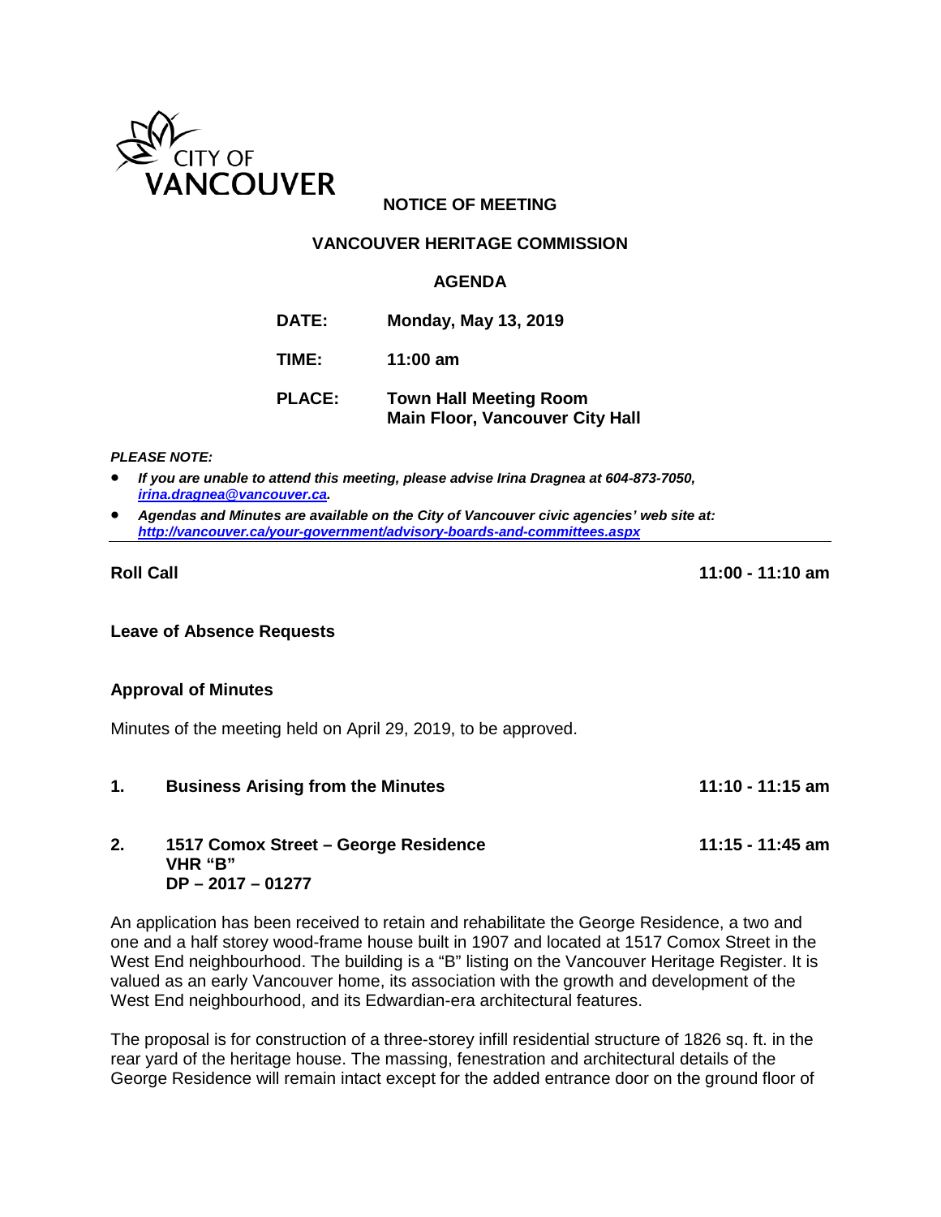CITY OF VANCOUVER

**NOTICE OF MEETING**

**VANCOUVER HERITAGE COMMISSION**

**AGENDA**

**DATE:** Monday, May 13, 2019

**TIME:** 11:00 am

**PLACE:** Town Hall Meeting Room
Main Floor, Vancouver City Hall

***PLEASE NOTE:***

- ***If you are unable to attend this meeting, please advise Irina Dragnea at 604-873-7050, [irina.dragnea@vancouver.ca](mailto:irina.dragnea@vancouver.ca).***
- ***Agendas and Minutes are available on the City of Vancouver civic agencies' web site at: [http://vancouver.ca/your-government/advisory-boards-and-committees.aspx](http://vancouver.ca/your-government/advisory-boards-and-committees.aspx)***

---

**Roll Call** **11:00 - 11:10 am**

**Leave of Absence Requests**

**Approval of Minutes**

Minutes of the meeting held on April 29, 2019, to be approved.

**1. Business Arising from the Minutes** **11:10 - 11:15 am**

**2. 1517 Comox Street – George Residence** **11:15 - 11:45 am**
**VHR "B"**
**DP – 2017 – 01277**

An application has been received to retain and rehabilitate the George Residence, a two and one and a half storey wood-frame house built in 1907 and located at 1517 Comox Street in the West End neighbourhood. The building is a "B" listing on the Vancouver Heritage Register. It is valued as an early Vancouver home, its association with the growth and development of the West End neighbourhood, and its Edwardian-era architectural features.

The proposal is for construction of a three-storey infill residential structure of 1826 sq. ft. in the rear yard of the heritage house. The massing, fenestration and architectural details of the George Residence will remain intact except for the added entrance door on the ground floor of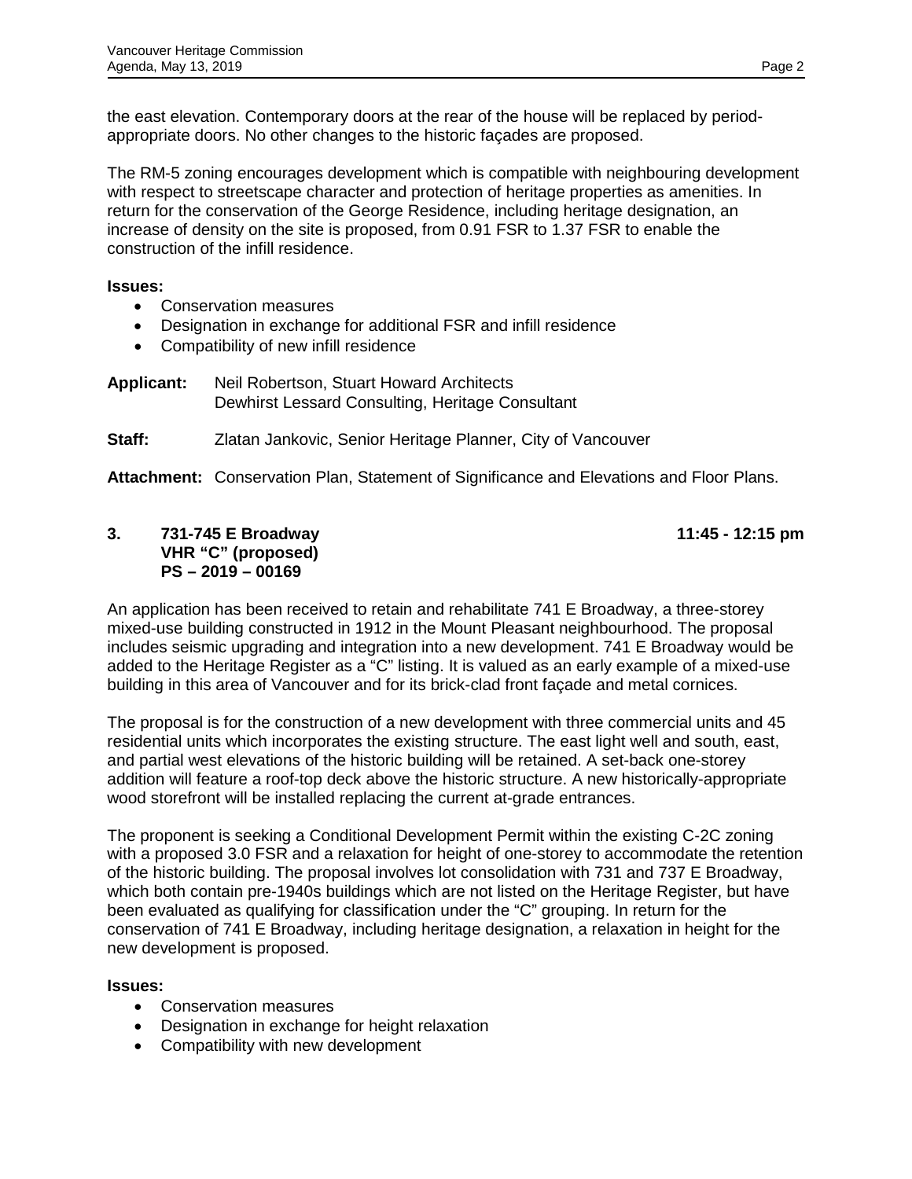the east elevation. Contemporary doors at the rear of the house will be replaced by period-appropriate doors. No other changes to the historic façades are proposed.

The RM-5 zoning encourages development which is compatible with neighbouring development with respect to streetscape character and protection of heritage properties as amenities. In return for the conservation of the George Residence, including heritage designation, an increase of density on the site is proposed, from 0.91 FSR to 1.37 FSR to enable the construction of the infill residence.

**Issues:**

- Conservation measures
- Designation in exchange for additional FSR and infill residence
- Compatibility of new infill residence

**Applicant:** Neil Robertson, Stuart Howard Architects
Dewhirst Lessard Consulting, Heritage Consultant

**Staff:** Zlatan Jankovic, Senior Heritage Planner, City of Vancouver

**Attachment:** Conservation Plan, Statement of Significance and Elevations and Floor Plans.

### 3. 731-745 E Broadway — 11:45 - 12:15 pm
**VHR "C" (proposed)**
**PS – 2019 – 00169**

An application has been received to retain and rehabilitate 741 E Broadway, a three-storey mixed-use building constructed in 1912 in the Mount Pleasant neighbourhood. The proposal includes seismic upgrading and integration into a new development. 741 E Broadway would be added to the Heritage Register as a "C" listing. It is valued as an early example of a mixed-use building in this area of Vancouver and for its brick-clad front façade and metal cornices.

The proposal is for the construction of a new development with three commercial units and 45 residential units which incorporates the existing structure. The east light well and south, east, and partial west elevations of the historic building will be retained. A set-back one-storey addition will feature a roof-top deck above the historic structure. A new historically-appropriate wood storefront will be installed replacing the current at-grade entrances.

The proponent is seeking a Conditional Development Permit within the existing C-2C zoning with a proposed 3.0 FSR and a relaxation for height of one-storey to accommodate the retention of the historic building. The proposal involves lot consolidation with 731 and 737 E Broadway, which both contain pre-1940s buildings which are not listed on the Heritage Register, but have been evaluated as qualifying for classification under the "C" grouping. In return for the conservation of 741 E Broadway, including heritage designation, a relaxation in height for the new development is proposed.

**Issues:**

- Conservation measures
- Designation in exchange for height relaxation
- Compatibility with new development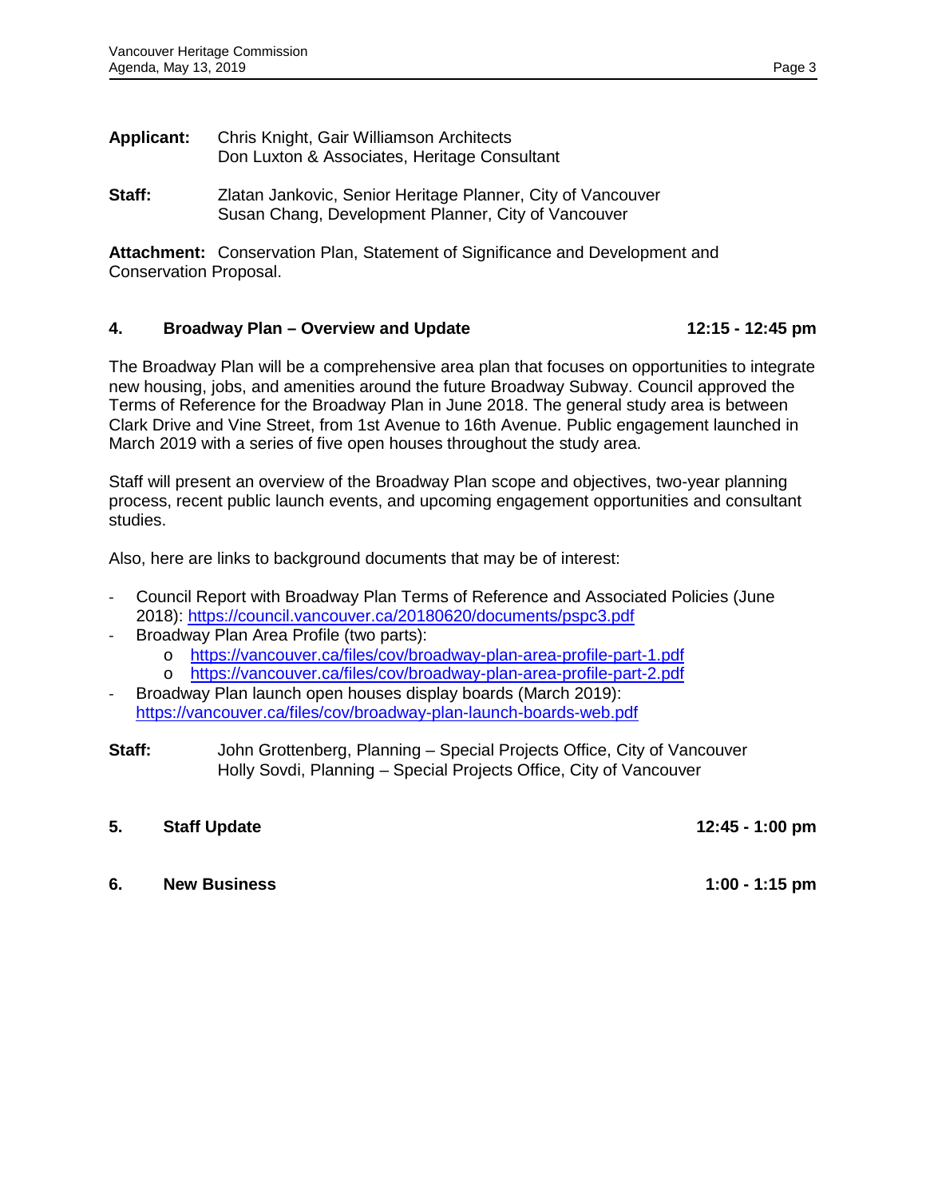**Applicant:** Chris Knight, Gair Williamson Architects
Don Luxton & Associates, Heritage Consultant

**Staff:** Zlatan Jankovic, Senior Heritage Planner, City of Vancouver
Susan Chang, Development Planner, City of Vancouver

**Attachment:** Conservation Plan, Statement of Significance and Development and Conservation Proposal.

## 4. Broadway Plan – Overview and Update 12:15 - 12:45 pm

The Broadway Plan will be a comprehensive area plan that focuses on opportunities to integrate new housing, jobs, and amenities around the future Broadway Subway. Council approved the Terms of Reference for the Broadway Plan in June 2018. The general study area is between Clark Drive and Vine Street, from 1st Avenue to 16th Avenue. Public engagement launched in March 2019 with a series of five open houses throughout the study area.

Staff will present an overview of the Broadway Plan scope and objectives, two-year planning process, recent public launch events, and upcoming engagement opportunities and consultant studies.

Also, here are links to background documents that may be of interest:

- Council Report with Broadway Plan Terms of Reference and Associated Policies (June 2018): https://council.vancouver.ca/20180620/documents/pspc3.pdf
- Broadway Plan Area Profile (two parts):
  - https://vancouver.ca/files/cov/broadway-plan-area-profile-part-1.pdf
  - https://vancouver.ca/files/cov/broadway-plan-area-profile-part-2.pdf
- Broadway Plan launch open houses display boards (March 2019): https://vancouver.ca/files/cov/broadway-plan-launch-boards-web.pdf

**Staff:** John Grottenberg, Planning – Special Projects Office, City of Vancouver
Holly Sovdi, Planning – Special Projects Office, City of Vancouver

## 5. Staff Update 12:45 - 1:00 pm

## 6. New Business 1:00 - 1:15 pm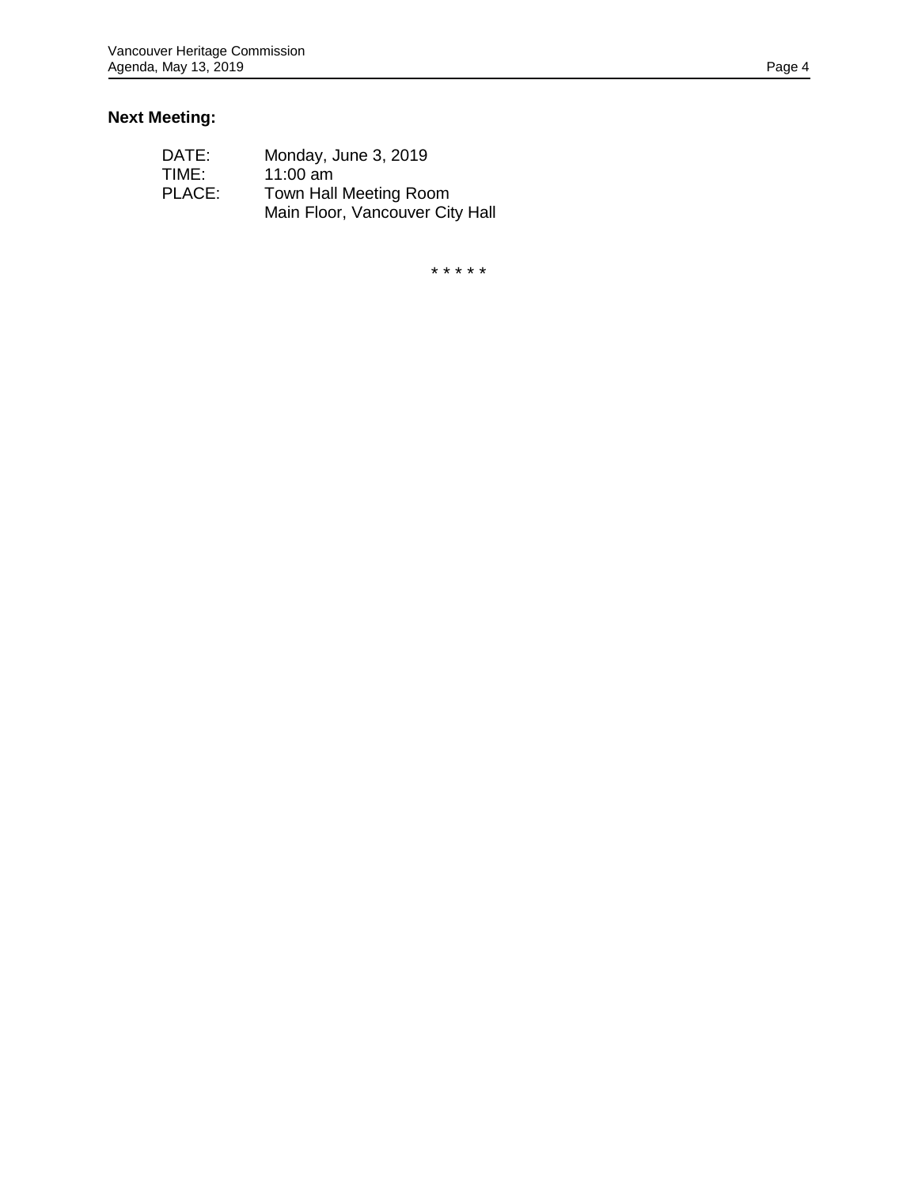**Next Meeting:**

DATE: Monday, June 3, 2019
TIME: 11:00 am
PLACE: Town Hall Meeting Room
Main Floor, Vancouver City Hall

* * * * *